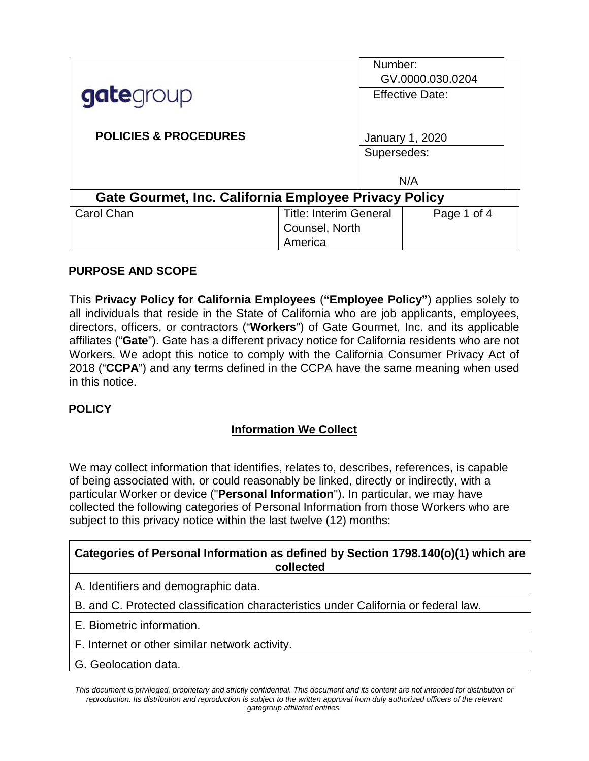| gategroup | Number: GV.0000.030.0204 |
|---|---|
| **POLICIES & PROCEDURES** | Effective Date: January 1, 2020 |
| | Supersedes: N/A |

# Gate Gourmet, Inc. California Employee Privacy Policy

| Carol Chan | Title: Interim General Counsel, North America |
|---|---|

## PURPOSE AND SCOPE

This **Privacy Policy for California Employees** (**"Employee Policy"**) applies solely to all individuals that reside in the State of California who are job applicants, employees, directors, officers, or contractors ("**Workers**") of Gate Gourmet, Inc. and its applicable affiliates ("**Gate**"). Gate has a different privacy notice for California residents who are not Workers. We adopt this notice to comply with the California Consumer Privacy Act of 2018 ("**CCPA**") and any terms defined in the CCPA have the same meaning when used in this notice.

## POLICY

### Information We Collect

We may collect information that identifies, relates to, describes, references, is capable of being associated with, or could reasonably be linked, directly or indirectly, with a particular Worker or device ("**Personal Information**"). In particular, we may have collected the following categories of Personal Information from those Workers who are subject to this privacy notice within the last twelve (12) months:

| **Categories of Personal Information as defined by Section 1798.140(o)(1) which are collected** |
|---|
| A. Identifiers and demographic data. |
| B. and C. Protected classification characteristics under California or federal law. |
| E. Biometric information. |
| F. Internet or other similar network activity. |
| G. Geolocation data. |

*This document is privileged, proprietary and strictly confidential. This document and its content are not intended for distribution or reproduction. Its distribution and reproduction is subject to the written approval from duly authorized officers of the relevant gategroup affiliated entities.*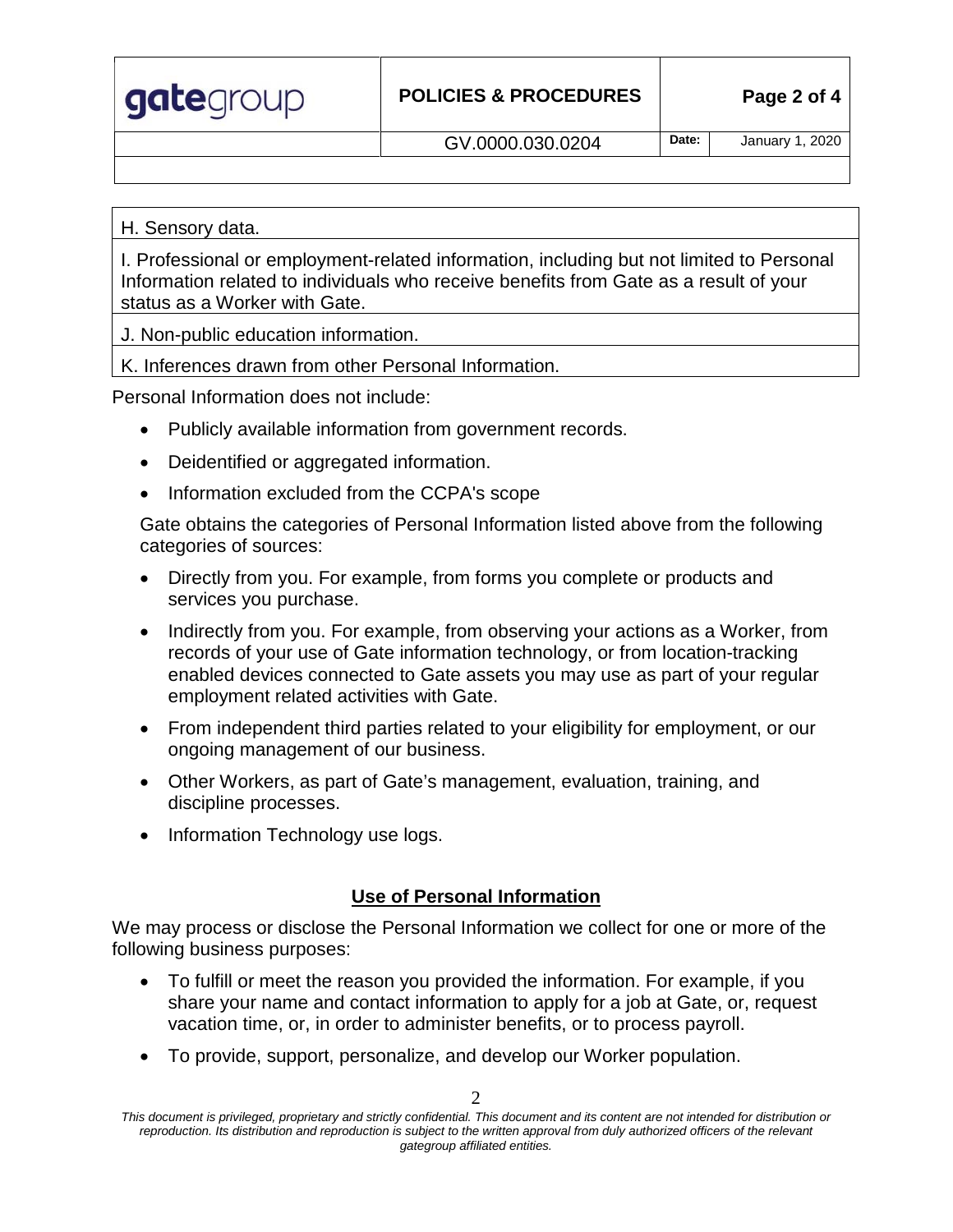| H. Sensory data. |
| --- |
| I. Professional or employment-related information, including but not limited to Personal Information related to individuals who receive benefits from Gate as a result of your status as a Worker with Gate. |
| J. Non-public education information. |
| K. Inferences drawn from other Personal Information. |

Personal Information does not include:

- Publicly available information from government records.
- Deidentified or aggregated information.
- Information excluded from the CCPA's scope

Gate obtains the categories of Personal Information listed above from the following categories of sources:

- Directly from you. For example, from forms you complete or products and services you purchase.
- Indirectly from you. For example, from observing your actions as a Worker, from records of your use of Gate information technology, or from location-tracking enabled devices connected to Gate assets you may use as part of your regular employment related activities with Gate.
- From independent third parties related to your eligibility for employment, or our ongoing management of our business.
- Other Workers, as part of Gate's management, evaluation, training, and discipline processes.
- Information Technology use logs.

## Use of Personal Information

We may process or disclose the Personal Information we collect for one or more of the following business purposes:

- To fulfill or meet the reason you provided the information. For example, if you share your name and contact information to apply for a job at Gate, or, request vacation time, or, in order to administer benefits, or to process payroll.
- To provide, support, personalize, and develop our Worker population.

*This document is privileged, proprietary and strictly confidential. This document and its content are not intended for distribution or reproduction. Its distribution and reproduction is subject to the written approval from duly authorized officers of the relevant gategroup affiliated entities.*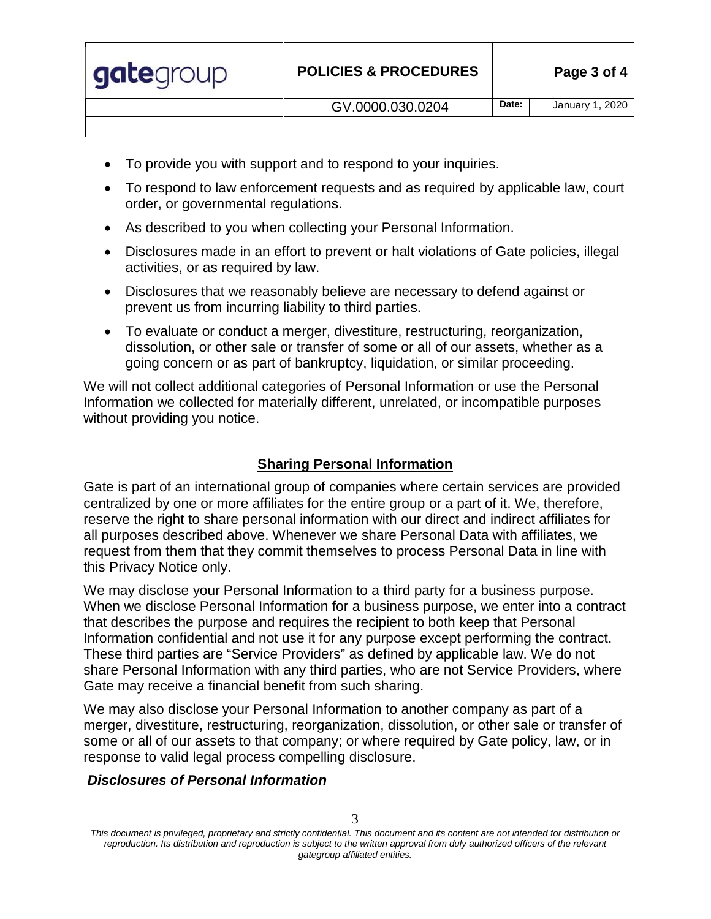- To provide you with support and to respond to your inquiries.
- To respond to law enforcement requests and as required by applicable law, court order, or governmental regulations.
- As described to you when collecting your Personal Information.
- Disclosures made in an effort to prevent or halt violations of Gate policies, illegal activities, or as required by law.
- Disclosures that we reasonably believe are necessary to defend against or prevent us from incurring liability to third parties.
- To evaluate or conduct a merger, divestiture, restructuring, reorganization, dissolution, or other sale or transfer of some or all of our assets, whether as a going concern or as part of bankruptcy, liquidation, or similar proceeding.

We will not collect additional categories of Personal Information or use the Personal Information we collected for materially different, unrelated, or incompatible purposes without providing you notice.

## Sharing Personal Information

Gate is part of an international group of companies where certain services are provided centralized by one or more affiliates for the entire group or a part of it. We, therefore, reserve the right to share personal information with our direct and indirect affiliates for all purposes described above. Whenever we share Personal Data with affiliates, we request from them that they commit themselves to process Personal Data in line with this Privacy Notice only.

We may disclose your Personal Information to a third party for a business purpose. When we disclose Personal Information for a business purpose, we enter into a contract that describes the purpose and requires the recipient to both keep that Personal Information confidential and not use it for any purpose except performing the contract. These third parties are "Service Providers" as defined by applicable law. We do not share Personal Information with any third parties, who are not Service Providers, where Gate may receive a financial benefit from such sharing.

We may also disclose your Personal Information to another company as part of a merger, divestiture, restructuring, reorganization, dissolution, or other sale or transfer of some or all of our assets to that company; or where required by Gate policy, law, or in response to valid legal process compelling disclosure.

### *Disclosures of Personal Information*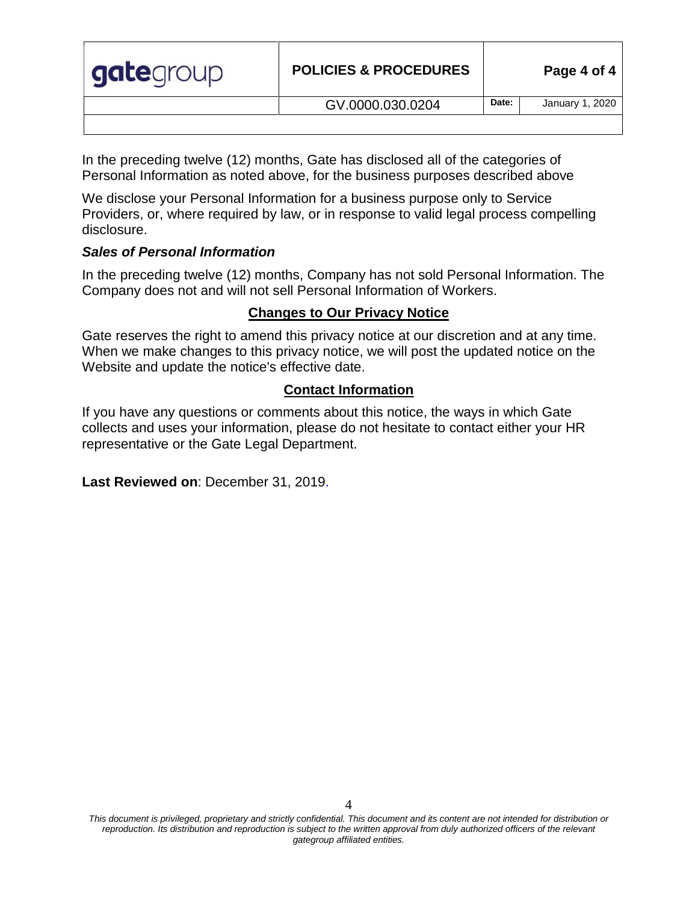In the preceding twelve (12) months, Gate has disclosed all of the categories of Personal Information as noted above, for the business purposes described above

We disclose your Personal Information for a business purpose only to Service Providers, or, where required by law, or in response to valid legal process compelling disclosure.

***Sales of Personal Information***

In the preceding twelve (12) months, Company has not sold Personal Information. The Company does not and will not sell Personal Information of Workers.

## Changes to Our Privacy Notice

Gate reserves the right to amend this privacy notice at our discretion and at any time. When we make changes to this privacy notice, we will post the updated notice on the Website and update the notice's effective date.

## Contact Information

If you have any questions or comments about this notice, the ways in which Gate collects and uses your information, please do not hesitate to contact either your HR representative or the Gate Legal Department.

**Last Reviewed on**: December 31, 2019.